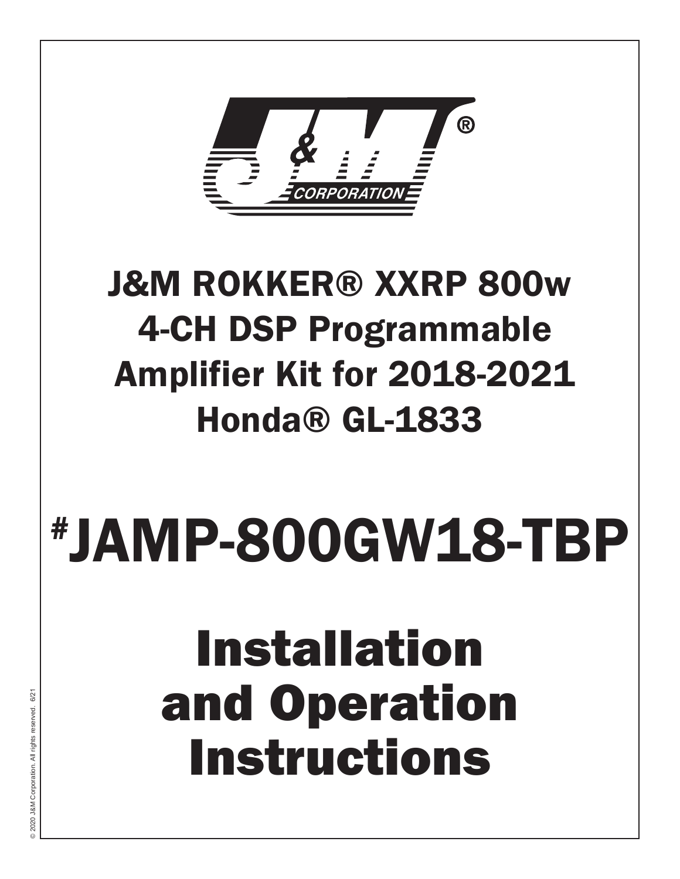# J&M ROKKER® XXRP 800w 4-CH DSP Programmable Amplifier Kit for 2018-2021 Honda® GL-1833

# #JAMP-800GW18-TBP

# Installation and Operation Instructions

© 2020 J&M Corporation. All rights reserved. 6/21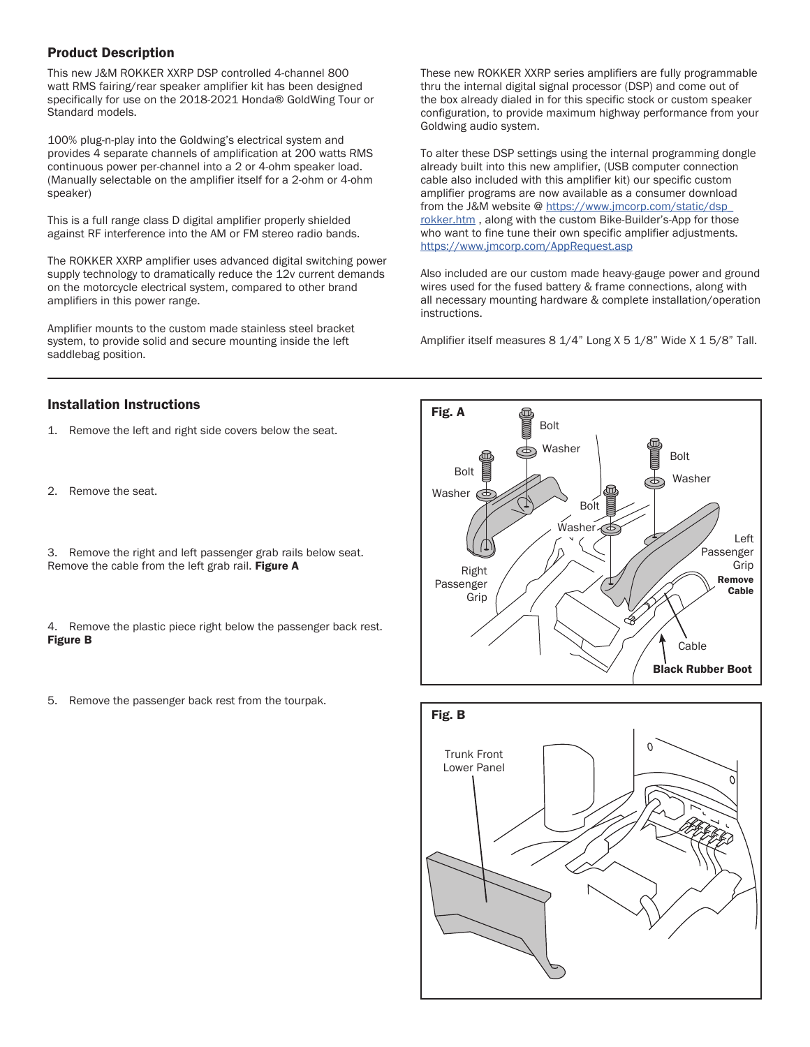## Product Description

This new J&M ROKKER XXRP DSP controlled 4-channel 800 watt RMS fairing/rear speaker amplifier kit has been designed specifically for use on the 2018-2021 Honda® GoldWing Tour or Standard models.

100% plug-n-play into the Goldwing's electrical system and provides 4 separate channels of amplification at 200 watts RMS continuous power per-channel into a 2 or 4-ohm speaker load. (Manually selectable on the amplifier itself for a 2-ohm or 4-ohm speaker)

This is a full range class D digital amplifier properly shielded against RF interference into the AM or FM stereo radio bands.

The ROKKER XXRP amplifier uses advanced digital switching power supply technology to dramatically reduce the 12v current demands on the motorcycle electrical system, compared to other brand amplifiers in this power range.

Amplifier mounts to the custom made stainless steel bracket system, to provide solid and secure mounting inside the left saddlebag position.

These new ROKKER XXRP series amplifiers are fully programmable thru the internal digital signal processor (DSP) and come out of the box already dialed in for this specific stock or custom speaker configuration, to provide maximum highway performance from your Goldwing audio system.

To alter these DSP settings using the internal programming dongle already built into this new amplifier, (USB computer connection cable also included with this amplifier kit) our specific custom amplifier programs are now available as a consumer download from the J&M website @ https://www.jmcorp.com/static/dsp_rokker.htm , along with the custom Bike-Builder's-App for those who want to fine tune their own specific amplifier adjustments. https://www.jmcorp.com/AppRequest.asp

Also included are our custom made heavy-gauge power and ground wires used for the fused battery & frame connections, along with all necessary mounting hardware & complete installation/operation instructions.

Amplifier itself measures 8 1/4" Long X 5 1/8" Wide X 1 5/8" Tall.

## Installation Instructions

1. Remove the left and right side covers below the seat.

2. Remove the seat.

3. Remove the right and left passenger grab rails below seat. Remove the cable from the left grab rail. **Figure A**

4. Remove the plastic piece right below the passenger back rest. **Figure B**

5. Remove the passenger back rest from the tourpak.

**Fig. A**

Bolt, Washer, Bolt, Washer, Bolt, Washer, Bolt, Washer, Right Passenger Grip, Left Passenger Grip, **Remove Cable**, Cable, **Black Rubber Boot**

**Fig. B**

Trunk Front Lower Panel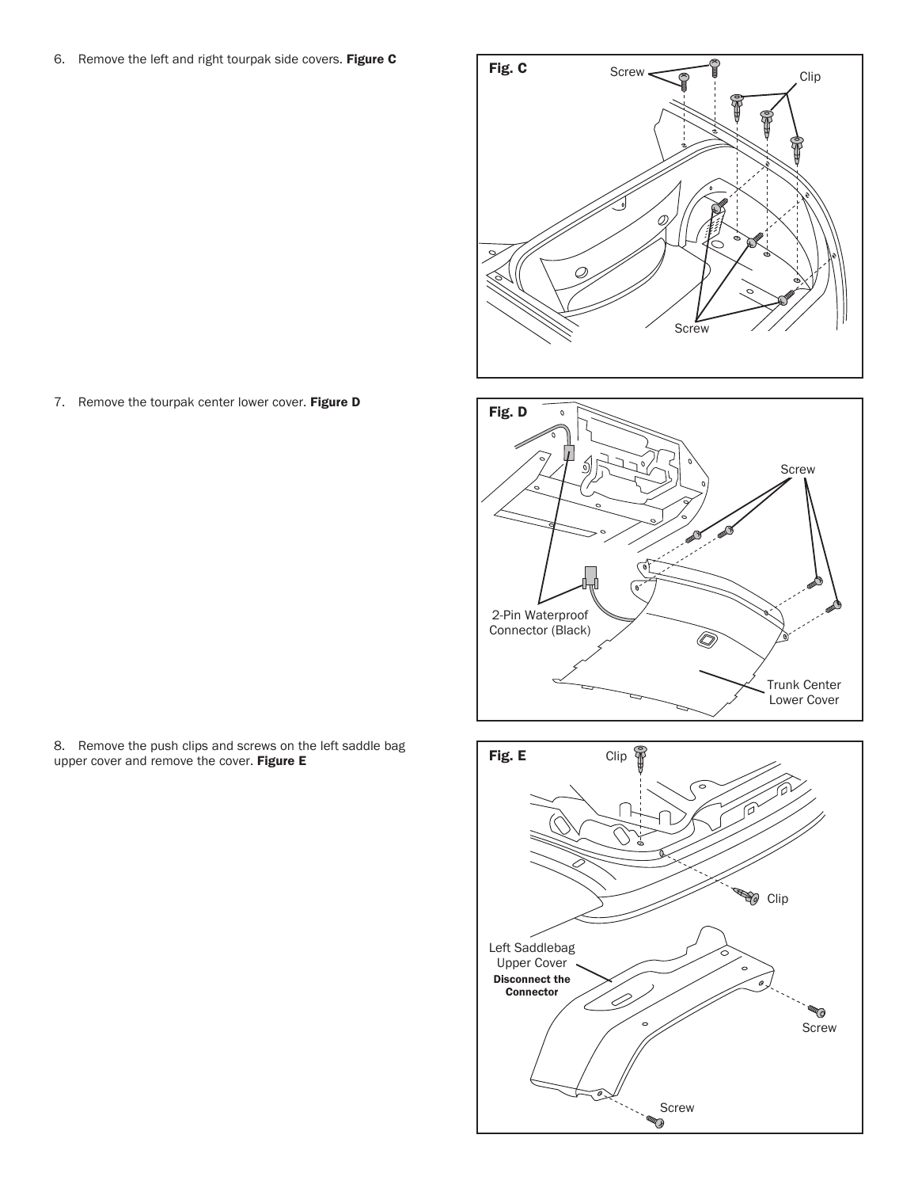6. Remove the left and right tourpak side covers. **Figure C**

Fig. C

Screw

Clip

Screw

7. Remove the tourpak center lower cover. **Figure D**

Fig. D

Screw

2-Pin Waterproof Connector (Black)

Trunk Center Lower Cover

8. Remove the push clips and screws on the left saddle bag upper cover and remove the cover. **Figure E**

Fig. E

Clip

Clip

Left Saddlebag Upper Cover

**Disconnect the Connector**

Screw

Screw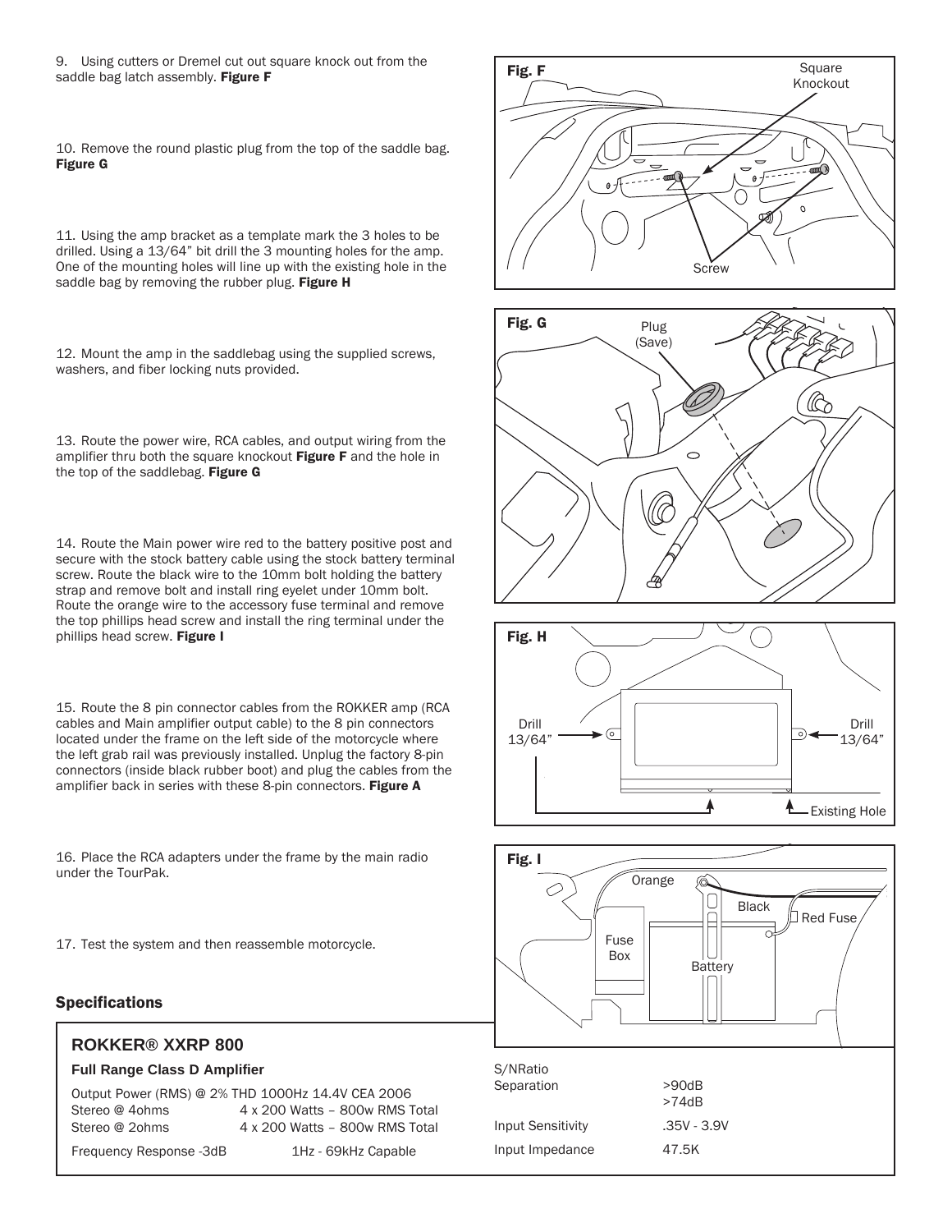9. Using cutters or Dremel cut out square knock out from the saddle bag latch assembly. **Figure F**

10. Remove the round plastic plug from the top of the saddle bag. **Figure G**

11. Using the amp bracket as a template mark the 3 holes to be drilled. Using a 13/64" bit drill the 3 mounting holes for the amp. One of the mounting holes will line up with the existing hole in the saddle bag by removing the rubber plug. **Figure H**

12. Mount the amp in the saddlebag using the supplied screws, washers, and fiber locking nuts provided.

13. Route the power wire, RCA cables, and output wiring from the amplifier thru both the square knockout **Figure F** and the hole in the top of the saddlebag. **Figure G**

14. Route the Main power wire red to the battery positive post and secure with the stock battery cable using the stock battery terminal screw. Route the black wire to the 10mm bolt holding the battery strap and remove bolt and install ring eyelet under 10mm bolt. Route the orange wire to the accessory fuse terminal and remove the top phillips head screw and install the ring terminal under the phillips head screw. **Figure I**

15. Route the 8 pin connector cables from the ROKKER amp (RCA cables and Main amplifier output cable) to the 8 pin connectors located under the frame on the left side of the motorcycle where the left grab rail was previously installed. Unplug the factory 8-pin connectors (inside black rubber boot) and plug the cables from the amplifier back in series with these 8-pin connectors. **Figure A**

16. Place the RCA adapters under the frame by the main radio under the TourPak.

17. Test the system and then reassemble motorcycle.

**Fig. F** — Square Knockout; Screw

**Fig. G** — Plug (Save)

**Fig. H** — Drill 13/64"; Drill 13/64"; Existing Hole

**Fig. I** — Orange; Black; Red Fuse; Fuse Box; Battery

## Specifications

### ROKKER® XXRP 800

**Full Range Class D Amplifier**

Output Power (RMS) @ 2% THD 1000Hz 14.4V CEA 2006

| | |
|---|---|
| Stereo @ 4ohms | 4 x 200 Watts – 800w RMS Total |
| Stereo @ 2ohms | 4 x 200 Watts – 800w RMS Total |
| Frequency Response -3dB | 1Hz - 69kHz Capable |
| S/NRatio | >90dB |
| Separation | >74dB |
| Input Sensitivity | .35V - 3.9V |
| Input Impedance | 47.5K |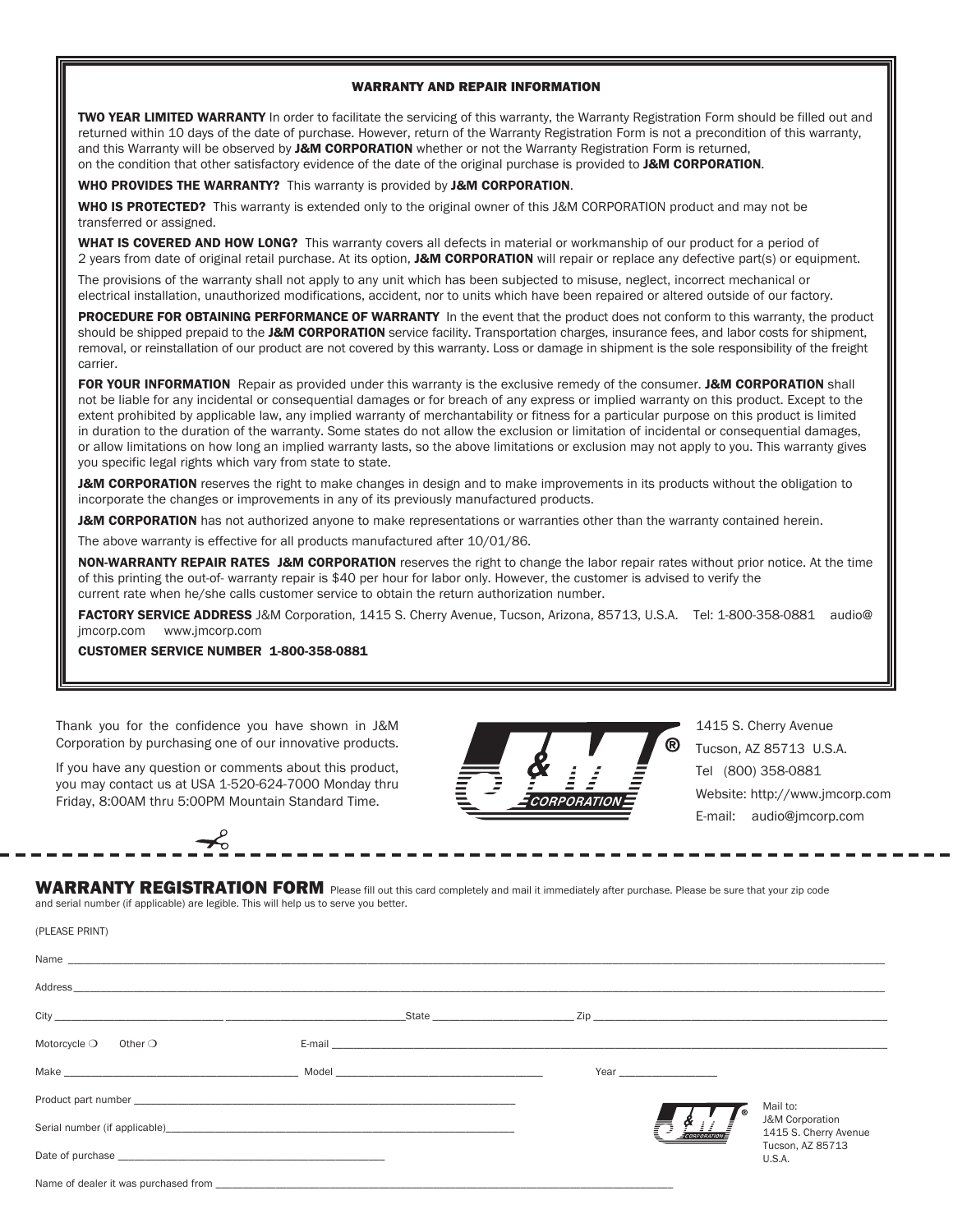## WARRANTY AND REPAIR INFORMATION

**TWO YEAR LIMITED WARRANTY** In order to facilitate the servicing of this warranty, the Warranty Registration Form should be filled out and returned within 10 days of the date of purchase. However, return of the Warranty Registration Form is not a precondition of this warranty, and this Warranty will be observed by **J&M CORPORATION** whether or not the Warranty Registration Form is returned, on the condition that other satisfactory evidence of the date of the original purchase is provided to **J&M CORPORATION**.

**WHO PROVIDES THE WARRANTY?** This warranty is provided by **J&M CORPORATION**.

**WHO IS PROTECTED?** This warranty is extended only to the original owner of this J&M CORPORATION product and may not be transferred or assigned.

**WHAT IS COVERED AND HOW LONG?** This warranty covers all defects in material or workmanship of our product for a period of 2 years from date of original retail purchase. At its option, **J&M CORPORATION** will repair or replace any defective part(s) or equipment.

The provisions of the warranty shall not apply to any unit which has been subjected to misuse, neglect, incorrect mechanical or electrical installation, unauthorized modifications, accident, nor to units which have been repaired or altered outside of our factory.

**PROCEDURE FOR OBTAINING PERFORMANCE OF WARRANTY** In the event that the product does not conform to this warranty, the product should be shipped prepaid to the **J&M CORPORATION** service facility. Transportation charges, insurance fees, and labor costs for shipment, removal, or reinstallation of our product are not covered by this warranty. Loss or damage in shipment is the sole responsibility of the freight carrier.

**FOR YOUR INFORMATION** Repair as provided under this warranty is the exclusive remedy of the consumer. **J&M CORPORATION** shall not be liable for any incidental or consequential damages or for breach of any express or implied warranty on this product. Except to the extent prohibited by applicable law, any implied warranty of merchantability or fitness for a particular purpose on this product is limited in duration to the duration of the warranty. Some states do not allow the exclusion or limitation of incidental or consequential damages, or allow limitations on how long an implied warranty lasts, so the above limitations or exclusion may not apply to you. This warranty gives you specific legal rights which vary from state to state.

**J&M CORPORATION** reserves the right to make changes in design and to make improvements in its products without the obligation to incorporate the changes or improvements in any of its previously manufactured products.

**J&M CORPORATION** has not authorized anyone to make representations or warranties other than the warranty contained herein.

The above warranty is effective for all products manufactured after 10/01/86.

**NON-WARRANTY REPAIR RATES J&M CORPORATION** reserves the right to change the labor repair rates without prior notice. At the time of this printing the out-of- warranty repair is $40 per hour for labor only. However, the customer is advised to verify the current rate when he/she calls customer service to obtain the return authorization number.

**FACTORY SERVICE ADDRESS** J&M Corporation, 1415 S. Cherry Avenue, Tucson, Arizona, 85713, U.S.A. Tel: 1-800-358-0881 audio@jmcorp.com www.jmcorp.com

**CUSTOMER SERVICE NUMBER 1-800-358-0881**

Thank you for the confidence you have shown in J&M Corporation by purchasing one of our innovative products.

If you have any question or comments about this product, you may contact us at USA 1-520-624-7000 Monday thru Friday, 8:00AM thru 5:00PM Mountain Standard Time.

J&M CORPORATION®

1415 S. Cherry Avenue
Tucson, AZ 85713 U.S.A.
Tel (800) 358-0881
Website: http://www.jmcorp.com
E-mail: audio@jmcorp.com

---

## WARRANTY REGISTRATION FORM

Please fill out this card completely and mail it immediately after purchase. Please be sure that your zip code and serial number (if applicable) are legible. This will help us to serve you better.

(PLEASE PRINT)

Name ______________________________

Address______________________________

City ______________________________ State ______________ Zip ______________

Motorcycle ❍ Other ❍ E-mail ______________________________

Make ______________ Model ______________ Year ______________

Product part number ______________________________

Serial number (if applicable)______________________________

Date of purchase ______________________________

Name of dealer it was purchased from ______________________________

Mail to:
J&M Corporation
1415 S. Cherry Avenue
Tucson, AZ 85713
U.S.A.